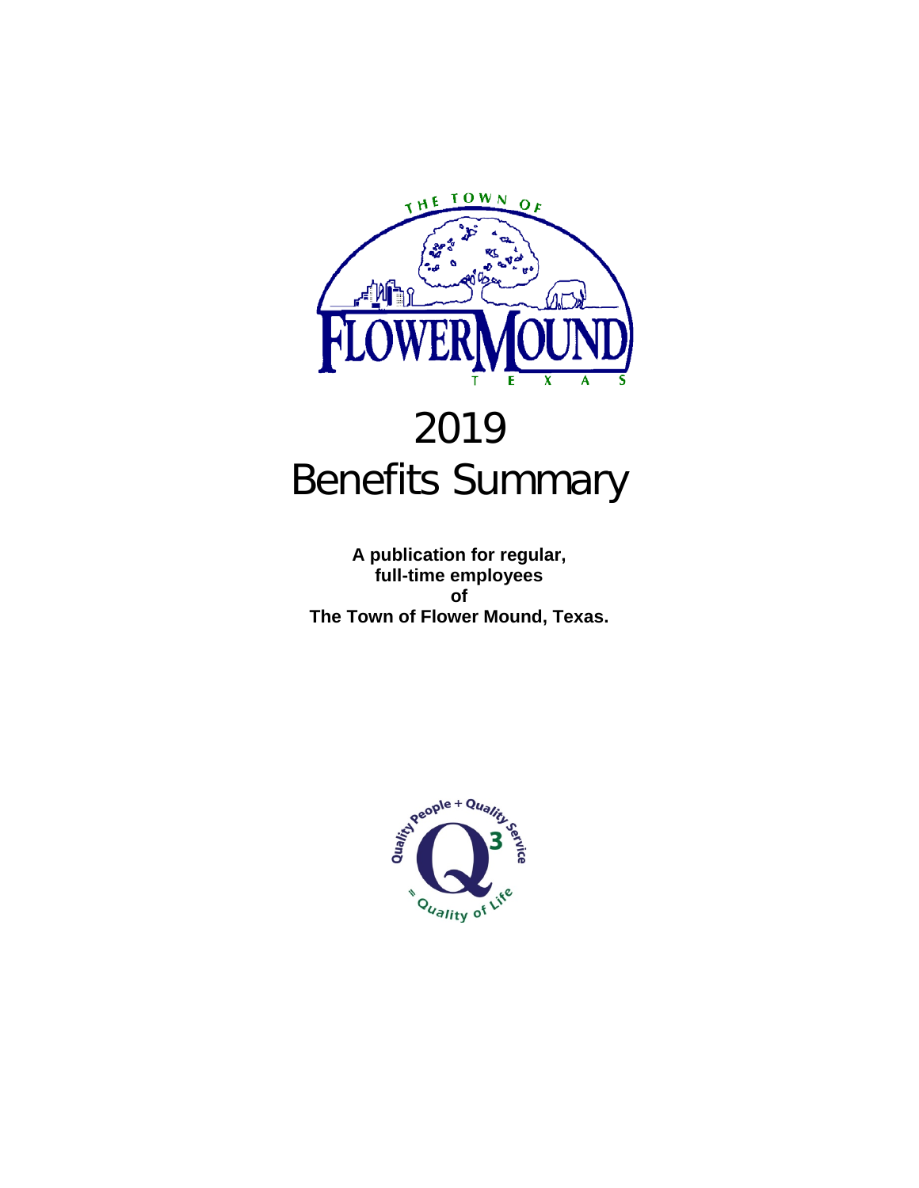# 2019
# Benefits Summary

**A publication for regular, full-time employees of The Town of Flower Mound, Texas.**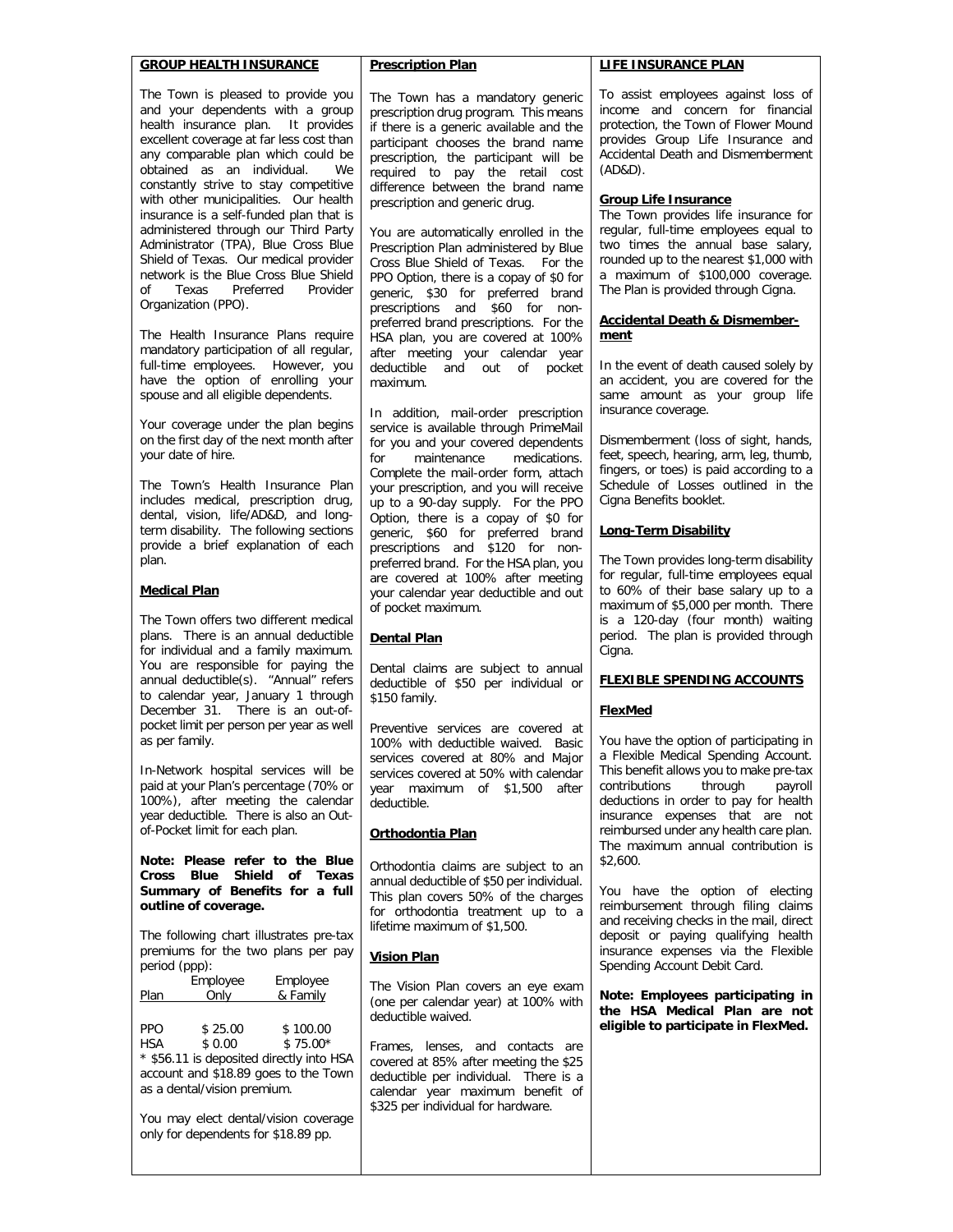## GROUP HEALTH INSURANCE

The Town is pleased to provide you and your dependents with a group health insurance plan. It provides excellent coverage at far less cost than any comparable plan which could be obtained as an individual. We constantly strive to stay competitive with other municipalities. Our health insurance is a self-funded plan that is administered through our Third Party Administrator (TPA), Blue Cross Blue Shield of Texas. Our medical provider network is the Blue Cross Blue Shield of Texas Preferred Provider Organization (PPO).

The Health Insurance Plans require mandatory participation of all regular, full-time employees. However, you have the option of enrolling your spouse and all eligible dependents.

Your coverage under the plan begins on the first day of the next month after your date of hire.

The Town's Health Insurance Plan includes medical, prescription drug, dental, vision, life/AD&D, and long-term disability. The following sections provide a brief explanation of each plan.

### Medical Plan

The Town offers two different medical plans. There is an annual deductible for individual and a family maximum. You are responsible for paying the annual deductible(s). "Annual" refers to calendar year, January 1 through December 31. There is an out-of-pocket limit per person per year as well as per family.

In-Network hospital services will be paid at your Plan's percentage (70% or 100%), after meeting the calendar year deductible. There is also an Out-of-Pocket limit for each plan.

**Note: Please refer to the Blue Cross Blue Shield of Texas Summary of Benefits for a full outline of coverage.**

The following chart illustrates pre-tax premiums for the two plans per pay period (ppp):

| Plan | Employee Only | Employee & Family |
|---|---|---|
| PPO | $ 25.00 | $ 100.00 |
| HSA | $ 0.00 | $ 75.00* |

* $56.11 is deposited directly into HSA account and $18.89 goes to the Town as a dental/vision premium.

You may elect dental/vision coverage only for dependents for $18.89 pp.

### Prescription Plan

The Town has a mandatory generic prescription drug program. This means if there is a generic available and the participant chooses the brand name prescription, the participant will be required to pay the retail cost difference between the brand name prescription and generic drug.

You are automatically enrolled in the Prescription Plan administered by Blue Cross Blue Shield of Texas. For the PPO Option, there is a copay of $0 for generic, $30 for preferred brand prescriptions and $60 for non-preferred brand prescriptions. For the HSA plan, you are covered at 100% after meeting your calendar year deductible and out of pocket maximum.

In addition, mail-order prescription service is available through PrimeMail for you and your covered dependents for maintenance medications. Complete the mail-order form, attach your prescription, and you will receive up to a 90-day supply. For the PPO Option, there is a copay of $0 for generic, $60 for preferred brand prescriptions and $120 for non-preferred brand. For the HSA plan, you are covered at 100% after meeting your calendar year deductible and out of pocket maximum.

### Dental Plan

Dental claims are subject to annual deductible of $50 per individual or $150 family.

Preventive services are covered at 100% with deductible waived. Basic services covered at 80% and Major services covered at 50% with calendar year maximum of $1,500 after deductible.

### Orthodontia Plan

Orthodontia claims are subject to an annual deductible of $50 per individual. This plan covers 50% of the charges for orthodontia treatment up to a lifetime maximum of $1,500.

### Vision Plan

The Vision Plan covers an eye exam (one per calendar year) at 100% with deductible waived.

Frames, lenses, and contacts are covered at 85% after meeting the $25 deductible per individual. There is a calendar year maximum benefit of $325 per individual for hardware.

## LIFE INSURANCE PLAN

To assist employees against loss of income and concern for financial protection, the Town of Flower Mound provides Group Life Insurance and Accidental Death and Dismemberment (AD&D).

### Group Life Insurance

The Town provides life insurance for regular, full-time employees equal to two times the annual base salary, rounded up to the nearest $1,000 with a maximum of $100,000 coverage. The Plan is provided through Cigna.

### Accidental Death & Dismemberment

In the event of death caused solely by an accident, you are covered for the same amount as your group life insurance coverage.

Dismemberment (loss of sight, hands, feet, speech, hearing, arm, leg, thumb, fingers, or toes) is paid according to a Schedule of Losses outlined in the Cigna Benefits booklet.

### Long-Term Disability

The Town provides long-term disability for regular, full-time employees equal to 60% of their base salary up to a maximum of $5,000 per month. There is a 120-day (four month) waiting period. The plan is provided through Cigna.

## FLEXIBLE SPENDING ACCOUNTS

### FlexMed

You have the option of participating in a Flexible Medical Spending Account. This benefit allows you to make pre-tax contributions through payroll deductions in order to pay for health insurance expenses that are not reimbursed under any health care plan. The maximum annual contribution is $2,600.

You have the option of electing reimbursement through filing claims and receiving checks in the mail, direct deposit or paying qualifying health insurance expenses via the Flexible Spending Account Debit Card.

**Note: Employees participating in the HSA Medical Plan are not eligible to participate in FlexMed.**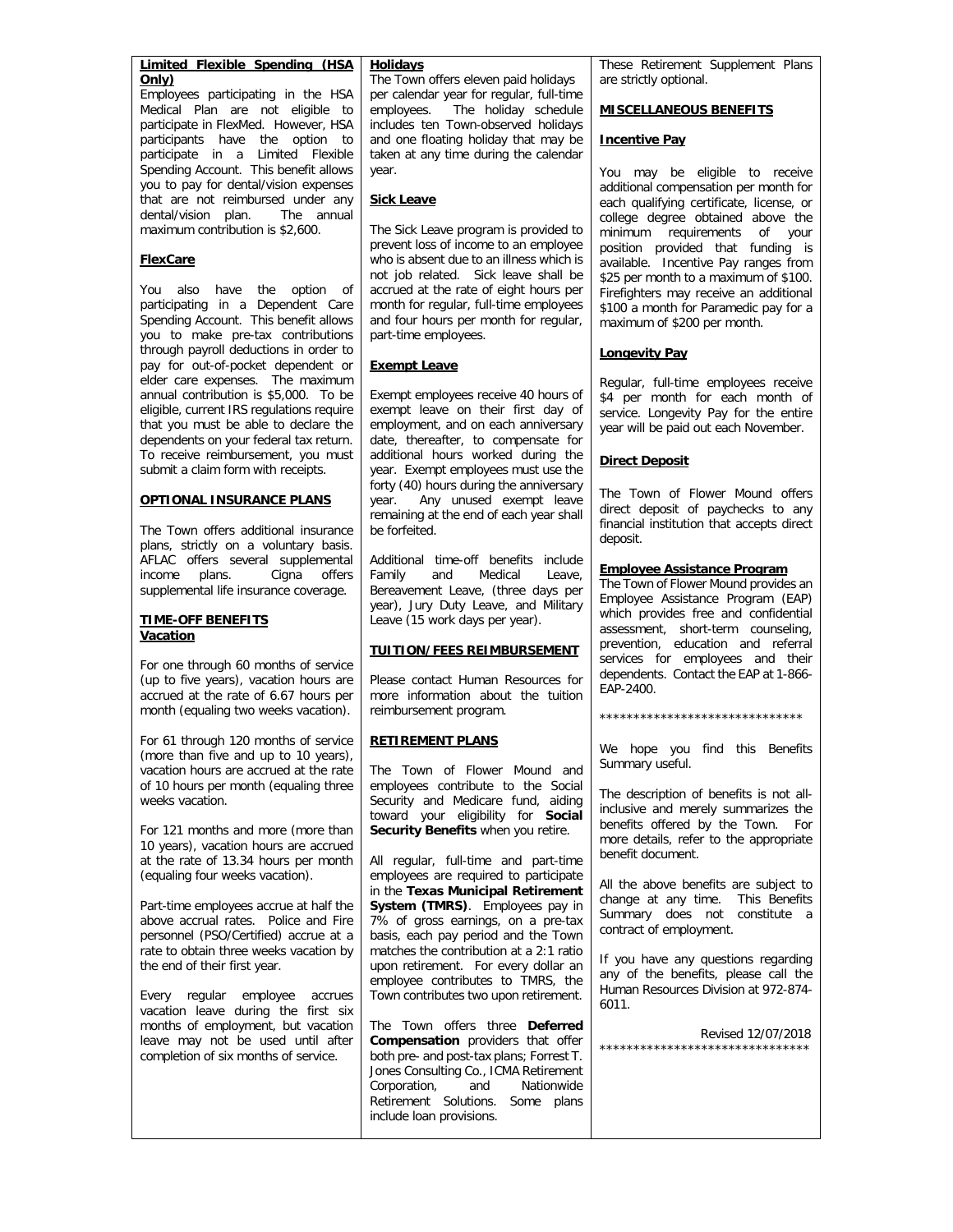**Limited Flexible Spending (HSA Only)**

Employees participating in the HSA Medical Plan are not eligible to participate in FlexMed. However, HSA participants have the option to participate in a Limited Flexible Spending Account. This benefit allows you to pay for dental/vision expenses that are not reimbursed under any dental/vision plan. The annual maximum contribution is $2,600.

**FlexCare**

You also have the option of participating in a Dependent Care Spending Account. This benefit allows you to make pre-tax contributions through payroll deductions in order to pay for out-of-pocket dependent or elder care expenses. The maximum annual contribution is $5,000. To be eligible, current IRS regulations require that you must be able to declare the dependents on your federal tax return. To receive reimbursement, you must submit a claim form with receipts.

## OPTIONAL INSURANCE PLANS

The Town offers additional insurance plans, strictly on a voluntary basis. AFLAC offers several supplemental income plans. Cigna offers supplemental life insurance coverage.

## TIME-OFF BENEFITS

**Vacation**

For one through 60 months of service (up to five years), vacation hours are accrued at the rate of 6.67 hours per month (equaling two weeks vacation).

For 61 through 120 months of service (more than five and up to 10 years), vacation hours are accrued at the rate of 10 hours per month (equaling three weeks vacation.

For 121 months and more (more than 10 years), vacation hours are accrued at the rate of 13.34 hours per month (equaling four weeks vacation).

Part-time employees accrue at half the above accrual rates. Police and Fire personnel (PSO/Certified) accrue at a rate to obtain three weeks vacation by the end of their first year.

Every regular employee accrues vacation leave during the first six months of employment, but vacation leave may not be used until after completion of six months of service.

**Holidays**

The Town offers eleven paid holidays per calendar year for regular, full-time employees. The holiday schedule includes ten Town-observed holidays and one floating holiday that may be taken at any time during the calendar year.

**Sick Leave**

The Sick Leave program is provided to prevent loss of income to an employee who is absent due to an illness which is not job related. Sick leave shall be accrued at the rate of eight hours per month for regular, full-time employees and four hours per month for regular, part-time employees.

**Exempt Leave**

Exempt employees receive 40 hours of exempt leave on their first day of employment, and on each anniversary date, thereafter, to compensate for additional hours worked during the year. Exempt employees must use the forty (40) hours during the anniversary year. Any unused exempt leave remaining at the end of each year shall be forfeited.

Additional time-off benefits include Family and Medical Leave, Bereavement Leave, (three days per year), Jury Duty Leave, and Military Leave (15 work days per year).

## TUITION/FEES REIMBURSEMENT

Please contact Human Resources for more information about the tuition reimbursement program.

## RETIREMENT PLANS

The Town of Flower Mound and employees contribute to the Social Security and Medicare fund, aiding toward your eligibility for **Social Security Benefits** when you retire.

All regular, full-time and part-time employees are required to participate in the **Texas Municipal Retirement System (TMRS)**. Employees pay in 7% of gross earnings, on a pre-tax basis, each pay period and the Town matches the contribution at a 2:1 ratio upon retirement. For every dollar an employee contributes to TMRS, the Town contributes two upon retirement.

The Town offers three **Deferred Compensation** providers that offer both pre- and post-tax plans; Forrest T. Jones Consulting Co., ICMA Retirement Corporation, and Nationwide Retirement Solutions. Some plans include loan provisions.

These Retirement Supplement Plans are strictly optional.

## MISCELLANEOUS BENEFITS

**Incentive Pay**

You may be eligible to receive additional compensation per month for each qualifying certificate, license, or college degree obtained above the minimum requirements of your position provided that funding is available. Incentive Pay ranges from $25 per month to a maximum of $100. Firefighters may receive an additional $100 a month for Paramedic pay for a maximum of $200 per month.

**Longevity Pay**

Regular, full-time employees receive $4 per month for each month of service. Longevity Pay for the entire year will be paid out each November.

**Direct Deposit**

The Town of Flower Mound offers direct deposit of paychecks to any financial institution that accepts direct deposit.

**Employee Assistance Program**

The Town of Flower Mound provides an Employee Assistance Program (EAP) which provides free and confidential assessment, short-term counseling, prevention, education and referral services for employees and their dependents. Contact the EAP at 1-866-EAP-2400.

*******************************

We hope you find this Benefits Summary useful.

The description of benefits is not all-inclusive and merely summarizes the benefits offered by the Town. For more details, refer to the appropriate benefit document.

All the above benefits are subject to change at any time. This Benefits Summary does not constitute a contract of employment.

If you have any questions regarding any of the benefits, please call the Human Resources Division at 972-874-6011.

Revised 12/07/2018

********************************